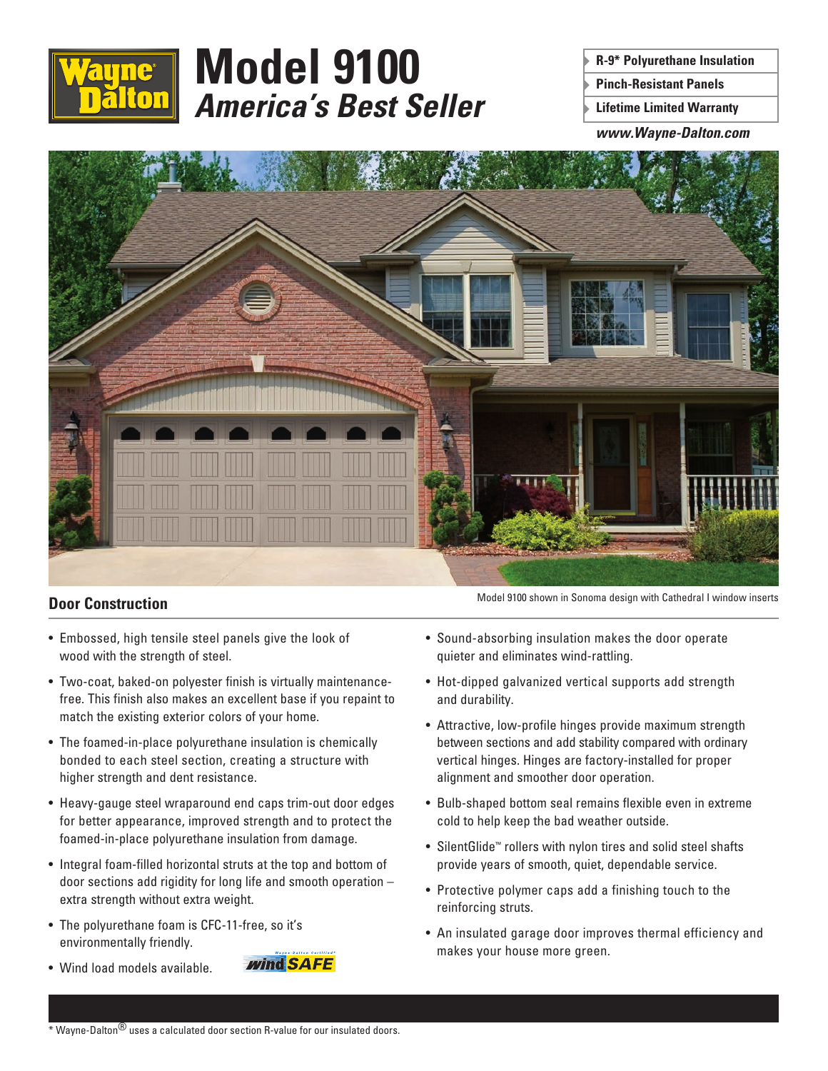Wayne Dalton

# Model 9100
## *America's Best Seller*

- **R-9* Polyurethane Insulation**
- **Pinch-Resistant Panels**
- **Lifetime Limited Warranty**

***www.Wayne-Dalton.com***

Model 9100 shown in Sonoma design with Cathedral I window inserts

## Door Construction

- Embossed, high tensile steel panels give the look of wood with the strength of steel.
- Two-coat, baked-on polyester finish is virtually maintenance-free. This finish also makes an excellent base if you repaint to match the existing exterior colors of your home.
- The foamed-in-place polyurethane insulation is chemically bonded to each steel section, creating a structure with higher strength and dent resistance.
- Heavy-gauge steel wraparound end caps trim-out door edges for better appearance, improved strength and to protect the foamed-in-place polyurethane insulation from damage.
- Integral foam-filled horizontal struts at the top and bottom of door sections add rigidity for long life and smooth operation – extra strength without extra weight.
- The polyurethane foam is CFC-11-free, so it's environmentally friendly.
- Wind load models available.

Wayne-Dalton Certified* wind SAFE

- Sound-absorbing insulation makes the door operate quieter and eliminates wind-rattling.
- Hot-dipped galvanized vertical supports add strength and durability.
- Attractive, low-profile hinges provide maximum strength between sections and add stability compared with ordinary vertical hinges. Hinges are factory-installed for proper alignment and smoother door operation.
- Bulb-shaped bottom seal remains flexible even in extreme cold to help keep the bad weather outside.
- SilentGlide™ rollers with nylon tires and solid steel shafts provide years of smooth, quiet, dependable service.
- Protective polymer caps add a finishing touch to the reinforcing struts.
- An insulated garage door improves thermal efficiency and makes your house more green.

* Wayne-Dalton® uses a calculated door section R-value for our insulated doors.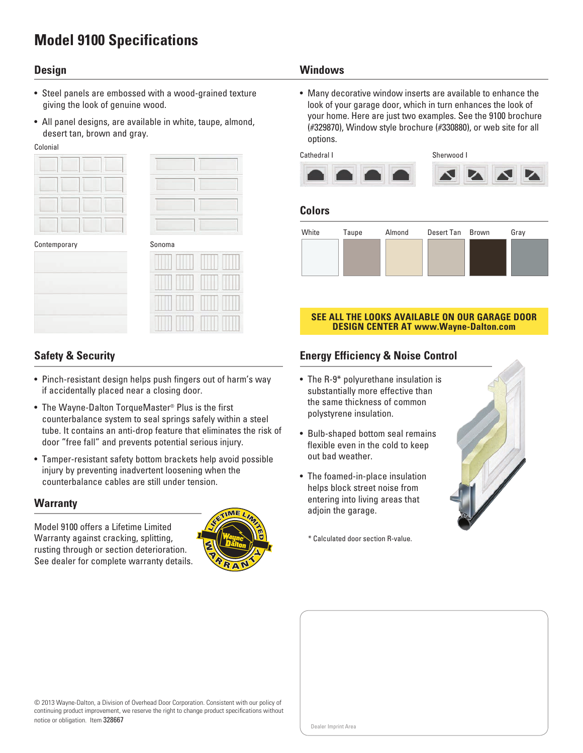# Model 9100 Specifications

## Design

- Steel panels are embossed with a wood-grained texture giving the look of genuine wood.
- All panel designs, are available in white, taupe, almond, desert tan, brown and gray.

Colonial

Sonoma

Contemporary

## Windows

- Many decorative window inserts are available to enhance the look of your garage door, which in turn enhances the look of your home. Here are just two examples. See the 9100 brochure (#329870), Window style brochure (#330880), or web site for all options.

Cathedral I

Sherwood I

## Colors

White

Taupe

Almond

Desert Tan

Brown

Gray

**SEE ALL THE LOOKS AVAILABLE ON OUR GARAGE DOOR DESIGN CENTER AT www.Wayne-Dalton.com**

## Safety & Security

- Pinch-resistant design helps push fingers out of harm's way if accidentally placed near a closing door.
- The Wayne-Dalton TorqueMaster® Plus is the first counterbalance system to seal springs safely within a steel tube. It contains an anti-drop feature that eliminates the risk of door "free fall" and prevents potential serious injury.
- Tamper-resistant safety bottom brackets help avoid possible injury by preventing inadvertent loosening when the counterbalance cables are still under tension.

## Warranty

Model 9100 offers a Lifetime Limited Warranty against cracking, splitting, rusting through or section deterioration. See dealer for complete warranty details.

LIFETIME LIMITED WARRANTY

## Energy Efficiency & Noise Control

- The R-9* polyurethane insulation is substantially more effective than the same thickness of common polystyrene insulation.
- Bulb-shaped bottom seal remains flexible even in the cold to keep out bad weather.
- The foamed-in-place insulation helps block street noise from entering into living areas that adjoin the garage.

\* Calculated door section R-value.

© 2013 Wayne-Dalton, a Division of Overhead Door Corporation. Consistent with our policy of continuing product improvement, we reserve the right to change product specifications without notice or obligation. Item 328667

Dealer Imprint Area